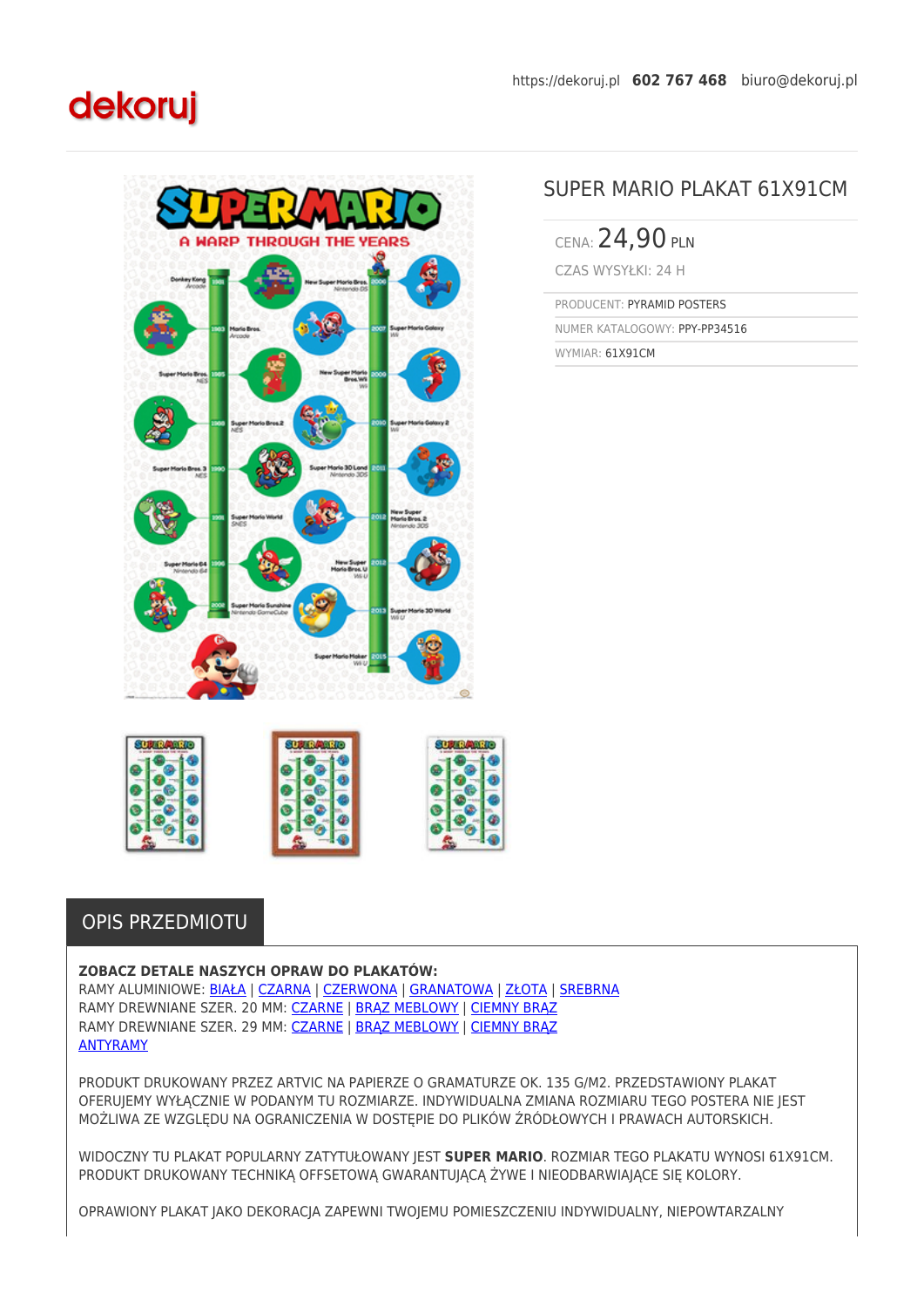dekoruj

https://dekoruj.pl **602 767 468** biuro@dekoruj.pl

# SUPER MARIO PLAKAT 61X91CM

CENA: 24,90 PLN

CZAS WYSYŁKI: 24 H

PRODUCENT: PYRAMID POSTERS

NUMER KATALOGOWY: PPY-PP34516

WYMIAR: 61X91CM

## OPIS PRZEDMIOTU

**ZOBACZ DETALE NASZYCH OPRAW DO PLAKATÓW:**
RAMY ALUMINIOWE: BIAŁA | CZARNA | CZERWONA | GRANATOWA | ZŁOTA | SREBRNA
RAMY DREWNIANE SZER. 20 MM: CZARNE | BRĄZ MEBLOWY | CIEMNY BRĄZ
RAMY DREWNIANE SZER. 29 MM: CZARNE | BRĄZ MEBLOWY | CIEMNY BRĄZ
ANTYRAMY

PRODUKT DRUKOWANY PRZEZ ARTVIC NA PAPIERZE O GRAMATURZE OK. 135 G/M2. PRZEDSTAWIONY PLAKAT OFERUJEMY WYŁĄCZNIE W PODANYM TU ROZMIARZE. INDYWIDUALNA ZMIANA ROZMIARU TEGO POSTERA NIE JEST MOŻLIWA ZE WZGLĘDU NA OGRANICZENIA W DOSTĘPIE DO PLIKÓW ŹRÓDŁOWYCH I PRAWACH AUTORSKICH.

WIDOCZNY TU PLAKAT POPULARNY ZATYTUŁOWANY JEST **SUPER MARIO**. ROZMIAR TEGO PLAKATU WYNOSI 61X91CM. PRODUKT DRUKOWANY TECHNIKĄ OFFSETOWĄ GWARANTUJĄCĄ ŻYWE I NIEODBARWIAJĄCE SIĘ KOLORY.

OPRAWIONY PLAKAT JAKO DEKORACJA ZAPEWNI TWOJEMU POMIESZCZENIU INDYWIDUALNY, NIEPOWTARZALNY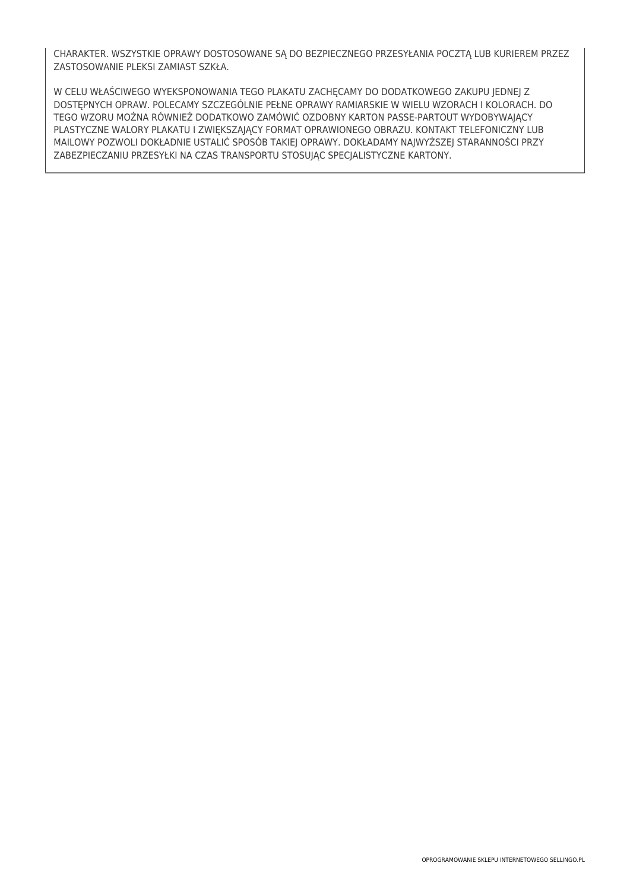CHARAKTER. WSZYSTKIE OPRAWY DOSTOSOWANE SĄ DO BEZPIECZNEGO PRZESYŁANIA POCZTĄ LUB KURIEREM PRZEZ ZASTOSOWANIE PLEKSI ZAMIAST SZKŁA.

W CELU WŁAŚCIWEGO WYEKSPONOWANIA TEGO PLAKATU ZACHĘCAMY DO DODATKOWEGO ZAKUPU JEDNEJ Z DOSTĘPNYCH OPRAW. POLECAMY SZCZEGÓLNIE PEŁNE OPRAWY RAMIARSKIE W WIELU WZORACH I KOLORACH. DO TEGO WZORU MOŻNA RÓWNIEŻ DODATKOWO ZAMÓWIĆ OZDOBNY KARTON PASSE-PARTOUT WYDOBYWAJĄCY PLASTYCZNE WALORY PLAKATU I ZWIĘKSZAJĄCY FORMAT OPRAWIONEGO OBRAZU. KONTAKT TELEFONICZNY LUB MAILOWY POZWOLI DOKŁADNIE USTALIĆ SPOSÓB TAKIEJ OPRAWY. DOKŁADAMY NAJWYŻSZEJ STARANNOŚCI PRZY ZABEZPIECZANIU PRZESYŁKI NA CZAS TRANSPORTU STOSUJĄC SPECJALISTYCZNE KARTONY.